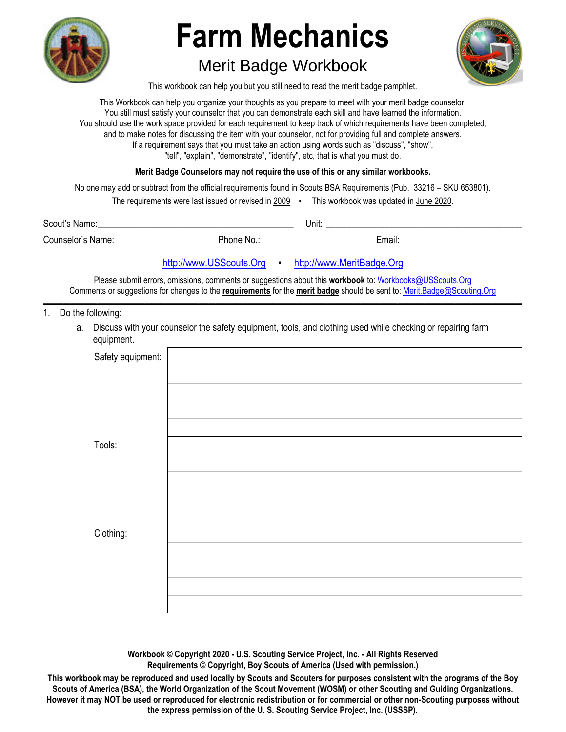# Farm Mechanics

## Merit Badge Workbook

This workbook can help you but you still need to read the merit badge pamphlet.

This Workbook can help you organize your thoughts as you prepare to meet with your merit badge counselor.
You still must satisfy your counselor that you can demonstrate each skill and have learned the information.
You should use the work space provided for each requirement to keep track of which requirements have been completed,
and to make notes for discussing the item with your counselor, not for providing full and complete answers.
If a requirement says that you must take an action using words such as "discuss", "show",
"tell", "explain", "demonstrate", "identify", etc, that is what you must do.

**Merit Badge Counselors may not require the use of this or any similar workbooks.**

No one may add or subtract from the official requirements found in Scouts BSA Requirements (Pub. 33216 – SKU 653801).

The requirements were last issued or revised in 2009 • This workbook was updated in June 2020.

Scout's Name:________________________________________ Unit: __________________________________________

Counselor's Name: ___________________ Phone No.:______________________ Email: ________________________

http://www.USScouts.Org • http://www.MeritBadge.Org

Please submit errors, omissions, comments or suggestions about this **workbook** to: Workbooks@USScouts.Org
Comments or suggestions for changes to the **requirements** for the **merit badge** should be sent to: Merit.Badge@Scouting.Org

---

1. Do the following:
   a. Discuss with your counselor the safety equipment, tools, and clothing used while checking or repairing farm equipment.

| | |
|---|---|
| Safety equipment: | |
| | |
| | |
| | |
| | |
| Tools: | |
| | |
| | |
| | |
| | |
| Clothing: | |
| | |
| | |
| | |
| | |

**Workbook © Copyright 2020 - U.S. Scouting Service Project, Inc. - All Rights Reserved**
**Requirements © Copyright, Boy Scouts of America (Used with permission.)**

**This workbook may be reproduced and used locally by Scouts and Scouters for purposes consistent with the programs of the Boy Scouts of America (BSA), the World Organization of the Scout Movement (WOSM) or other Scouting and Guiding Organizations. However it may NOT be used or reproduced for electronic redistribution or for commercial or other non-Scouting purposes without the express permission of the U. S. Scouting Service Project, Inc. (USSSP).**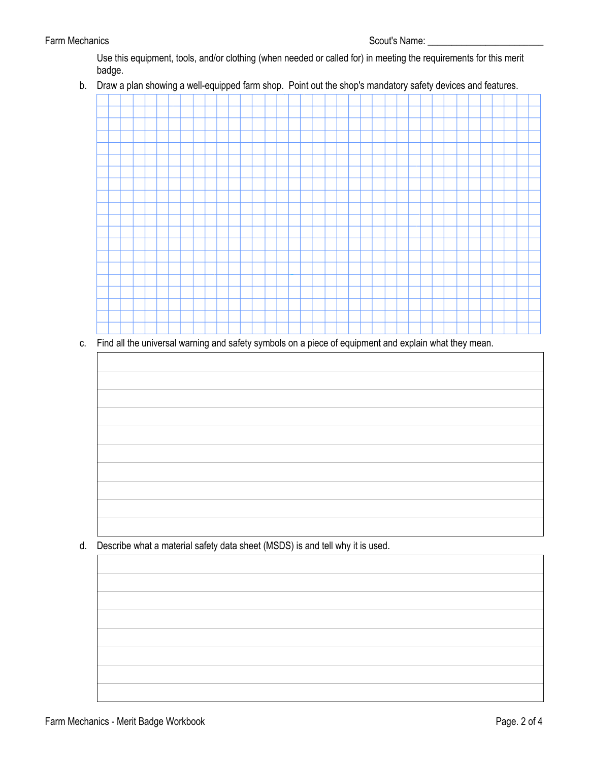Use this equipment, tools, and/or clothing (when needed or called for) in meeting the requirements for this merit badge.

b. Draw a plan showing a well-equipped farm shop. Point out the shop's mandatory safety devices and features.

c. Find all the universal warning and safety symbols on a piece of equipment and explain what they mean.

d. Describe what a material safety data sheet (MSDS) is and tell why it is used.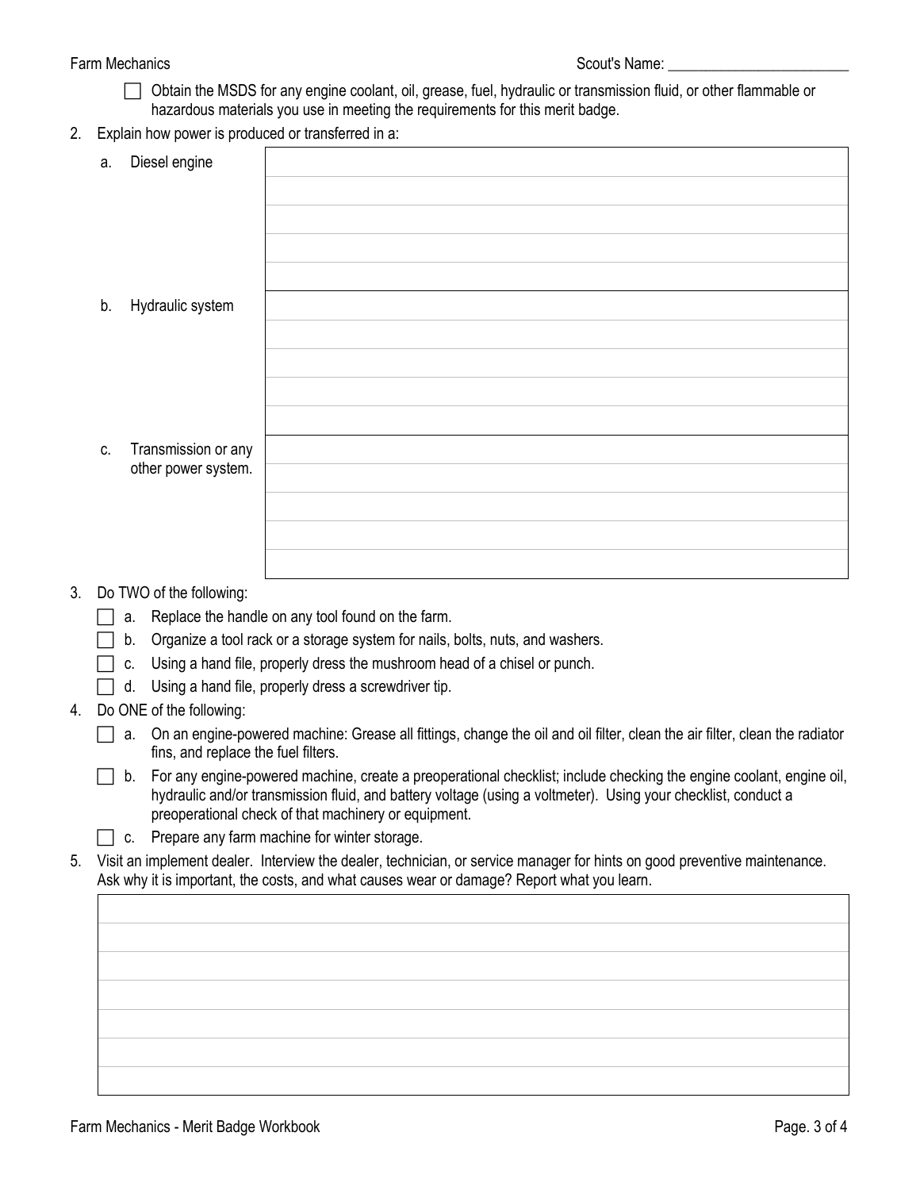Scout's Name: ________________________

- [ ] Obtain the MSDS for any engine coolant, oil, grease, fuel, hydraulic or transmission fluid, or other flammable or hazardous materials you use in meeting the requirements for this merit badge.

2. Explain how power is produced or transferred in a:

| | |
|---|---|
| a. Diesel engine | |
| b. Hydraulic system | |
| c. Transmission or any other power system. | |

3. Do TWO of the following:
   - [ ] a. Replace the handle on any tool found on the farm.
   - [ ] b. Organize a tool rack or a storage system for nails, bolts, nuts, and washers.
   - [ ] c. Using a hand file, properly dress the mushroom head of a chisel or punch.
   - [ ] d. Using a hand file, properly dress a screwdriver tip.

4. Do ONE of the following:
   - [ ] a. On an engine-powered machine: Grease all fittings, change the oil and oil filter, clean the air filter, clean the radiator fins, and replace the fuel filters.
   - [ ] b. For any engine-powered machine, create a preoperational checklist; include checking the engine coolant, engine oil, hydraulic and/or transmission fluid, and battery voltage (using a voltmeter). Using your checklist, conduct a preoperational check of that machinery or equipment.
   - [ ] c. Prepare any farm machine for winter storage.

5. Visit an implement dealer. Interview the dealer, technician, or service manager for hints on good preventive maintenance. Ask why it is important, the costs, and what causes wear or damage? Report what you learn.

| |
|---|
| |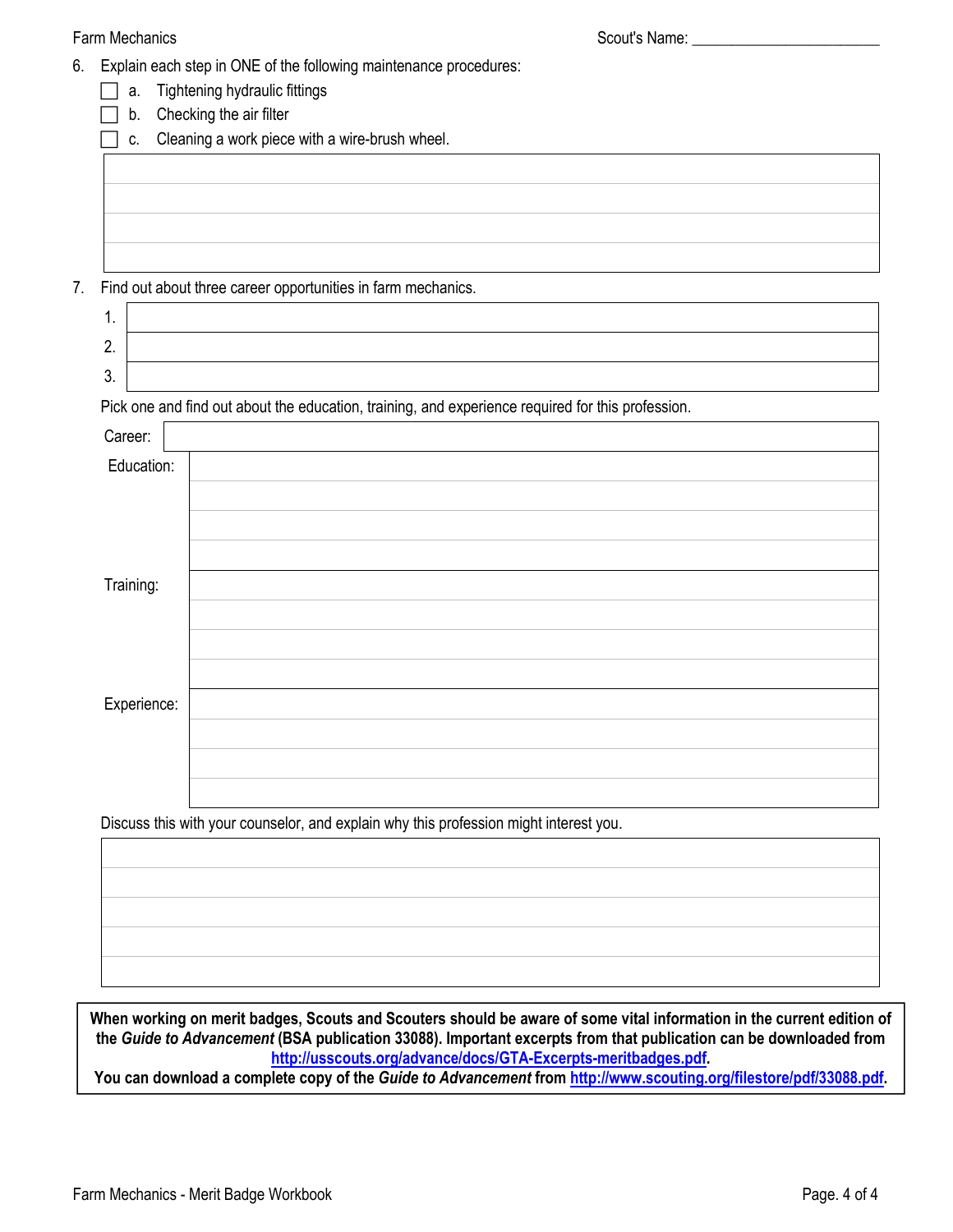6. Explain each step in ONE of the following maintenance procedures:
   - [ ] a. Tightening hydraulic fittings
   - [ ] b. Checking the air filter
   - [ ] c. Cleaning a work piece with a wire-brush wheel.

7. Find out about three career opportunities in farm mechanics.

| | |
|---|---|
| 1. | |
| 2. | |
| 3. | |

Pick one and find out about the education, training, and experience required for this profession.

| | |
|---|---|
| Career: | |
| Education: | |
| Training: | |
| Experience: | |

Discuss this with your counselor, and explain why this profession might interest you.

**When working on merit badges, Scouts and Scouters should be aware of some vital information in the current edition of the *Guide to Advancement* (BSA publication 33088). Important excerpts from that publication can be downloaded from http://usscouts.org/advance/docs/GTA-Excerpts-meritbadges.pdf.**

**You can download a complete copy of the *Guide to Advancement* from http://www.scouting.org/filestore/pdf/33088.pdf.**